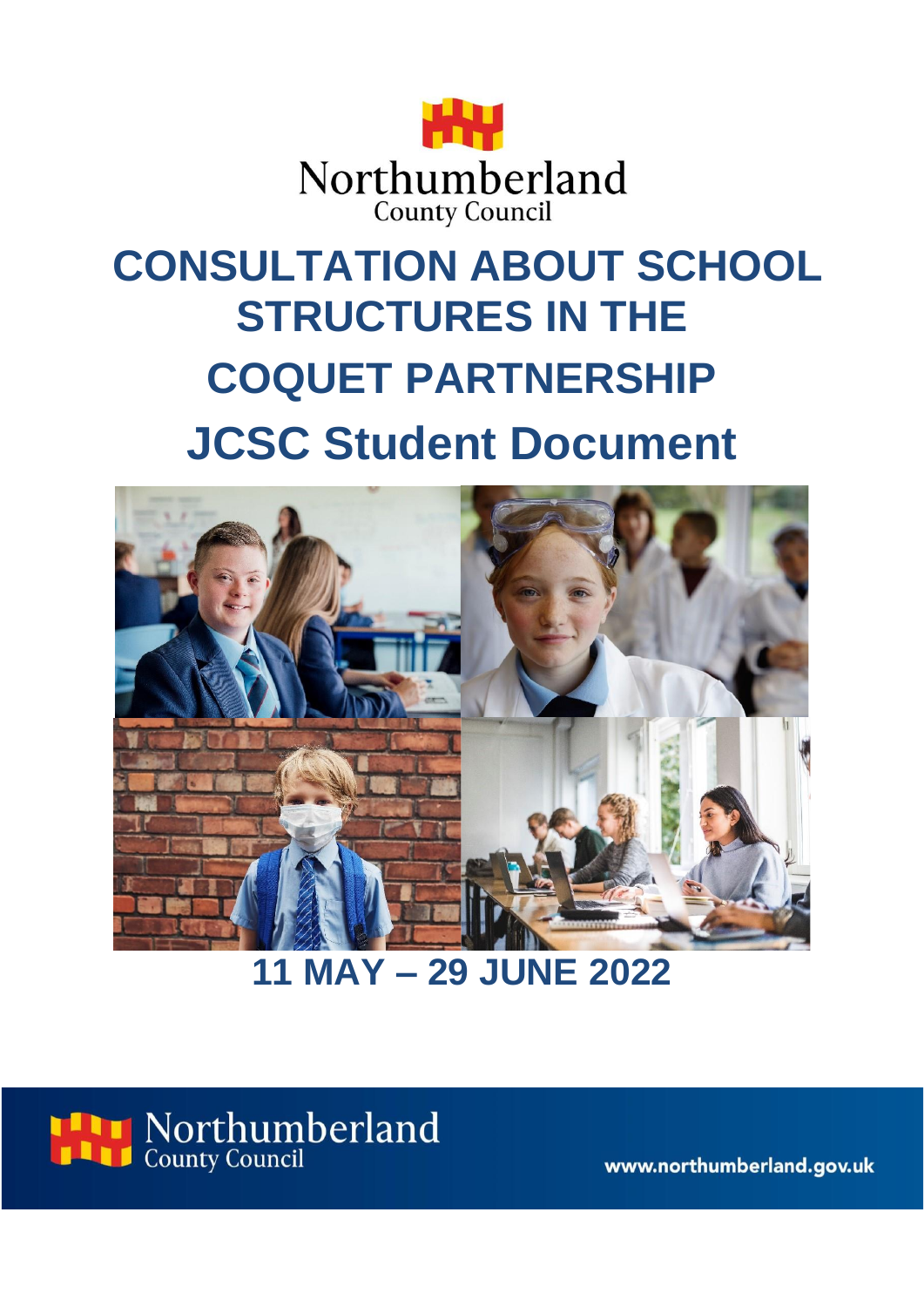Northumberland County Council

# CONSULTATION ABOUT SCHOOL STRUCTURES IN THE COQUET PARTNERSHIP

# JCSC Student Document

## 11 MAY – 29 JUNE 2022

Northumberland County Council

www.northumberland.gov.uk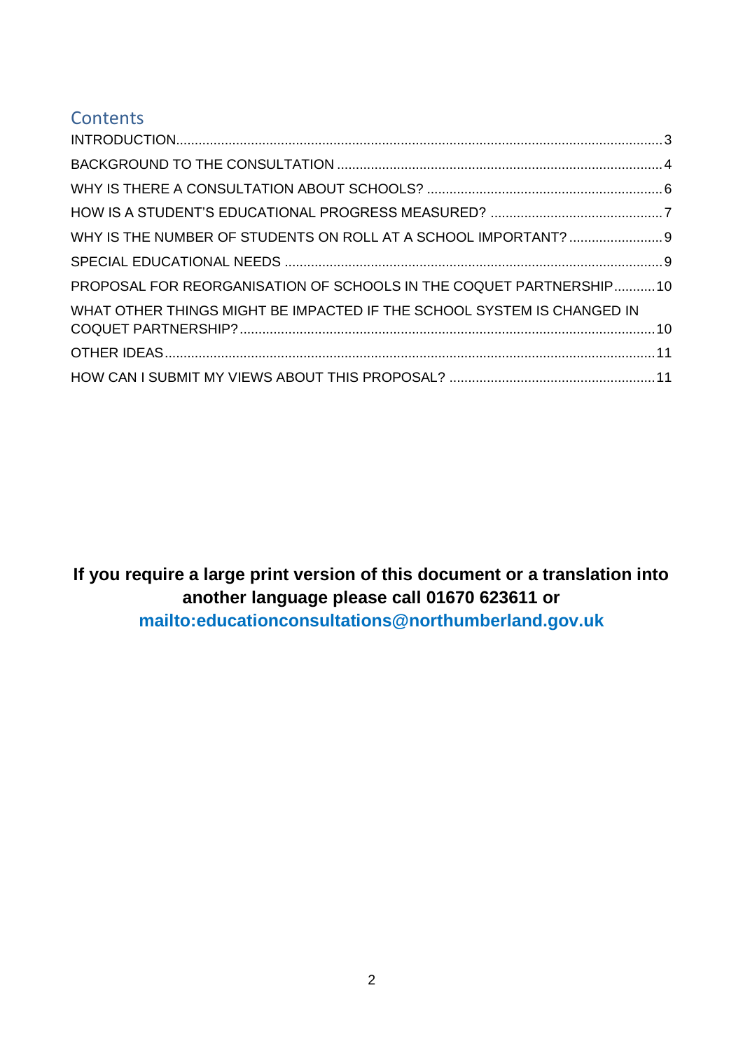## Contents

- INTRODUCTION ........ 3
- BACKGROUND TO THE CONSULTATION ........ 4
- WHY IS THERE A CONSULTATION ABOUT SCHOOLS? ........ 6
- HOW IS A STUDENT'S EDUCATIONAL PROGRESS MEASURED? ........ 7
- WHY IS THE NUMBER OF STUDENTS ON ROLL AT A SCHOOL IMPORTANT? ........ 9
- SPECIAL EDUCATIONAL NEEDS ........ 9
- PROPOSAL FOR REORGANISATION OF SCHOOLS IN THE COQUET PARTNERSHIP ........ 10
- WHAT OTHER THINGS MIGHT BE IMPACTED IF THE SCHOOL SYSTEM IS CHANGED IN COQUET PARTNERSHIP? ........ 10
- OTHER IDEAS ........ 11
- HOW CAN I SUBMIT MY VIEWS ABOUT THIS PROPOSAL? ........ 11

**If you require a large print version of this document or a translation into another language please call 01670 623611 or mailto:educationconsultations@northumberland.gov.uk**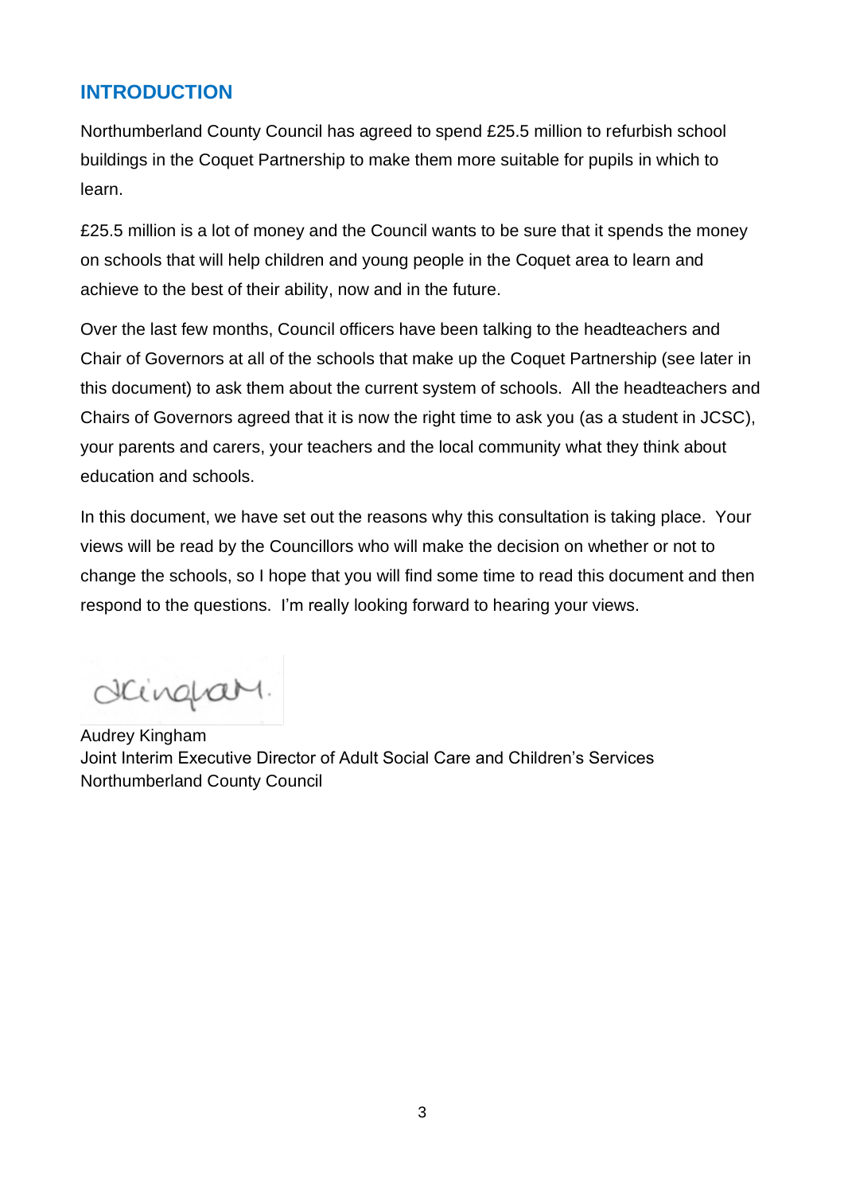## INTRODUCTION

Northumberland County Council has agreed to spend £25.5 million to refurbish school buildings in the Coquet Partnership to make them more suitable for pupils in which to learn.

£25.5 million is a lot of money and the Council wants to be sure that it spends the money on schools that will help children and young people in the Coquet area to learn and achieve to the best of their ability, now and in the future.

Over the last few months, Council officers have been talking to the headteachers and Chair of Governors at all of the schools that make up the Coquet Partnership (see later in this document) to ask them about the current system of schools. All the headteachers and Chairs of Governors agreed that it is now the right time to ask you (as a student in JCSC), your parents and carers, your teachers and the local community what they think about education and schools.

In this document, we have set out the reasons why this consultation is taking place. Your views will be read by the Councillors who will make the decision on whether or not to change the schools, so I hope that you will find some time to read this document and then respond to the questions. I'm really looking forward to hearing your views.

Audrey Kingham
Joint Interim Executive Director of Adult Social Care and Children's Services
Northumberland County Council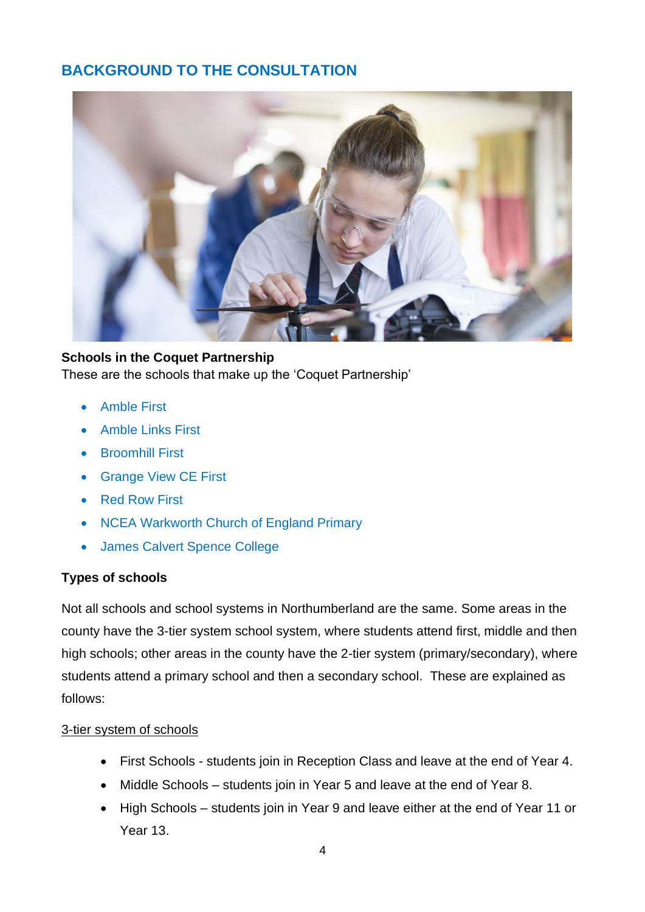## BACKGROUND TO THE CONSULTATION

**Schools in the Coquet Partnership**
These are the schools that make up the 'Coquet Partnership'

- Amble First
- Amble Links First
- Broomhill First
- Grange View CE First
- Red Row First
- NCEA Warkworth Church of England Primary
- James Calvert Spence College

**Types of schools**

Not all schools and school systems in Northumberland are the same. Some areas in the county have the 3-tier system school system, where students attend first, middle and then high schools; other areas in the county have the 2-tier system (primary/secondary), where students attend a primary school and then a secondary school. These are explained as follows:

3-tier system of schools

- First Schools - students join in Reception Class and leave at the end of Year 4.
- Middle Schools – students join in Year 5 and leave at the end of Year 8.
- High Schools – students join in Year 9 and leave either at the end of Year 11 or Year 13.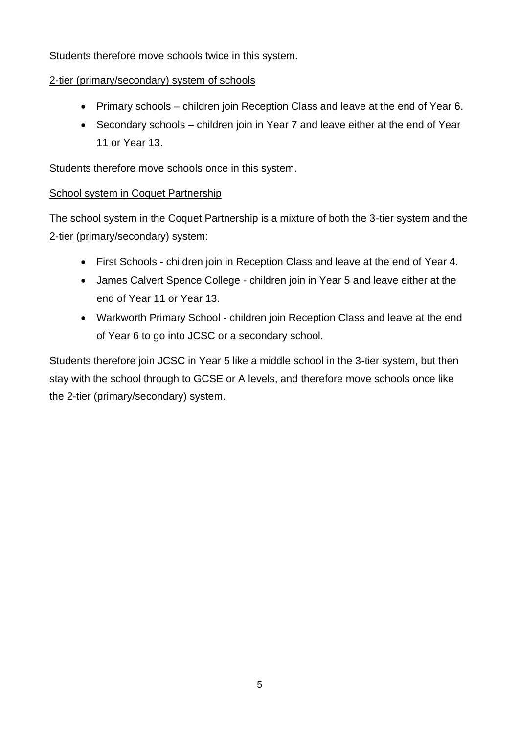Students therefore move schools twice in this system.

## 2-tier (primary/secondary) system of schools

- Primary schools – children join Reception Class and leave at the end of Year 6.
- Secondary schools – children join in Year 7 and leave either at the end of Year 11 or Year 13.

Students therefore move schools once in this system.

## School system in Coquet Partnership

The school system in the Coquet Partnership is a mixture of both the 3-tier system and the 2-tier (primary/secondary) system:

- First Schools - children join in Reception Class and leave at the end of Year 4.
- James Calvert Spence College - children join in Year 5 and leave either at the end of Year 11 or Year 13.
- Warkworth Primary School - children join Reception Class and leave at the end of Year 6 to go into JCSC or a secondary school.

Students therefore join JCSC in Year 5 like a middle school in the 3-tier system, but then stay with the school through to GCSE or A levels, and therefore move schools once like the 2-tier (primary/secondary) system.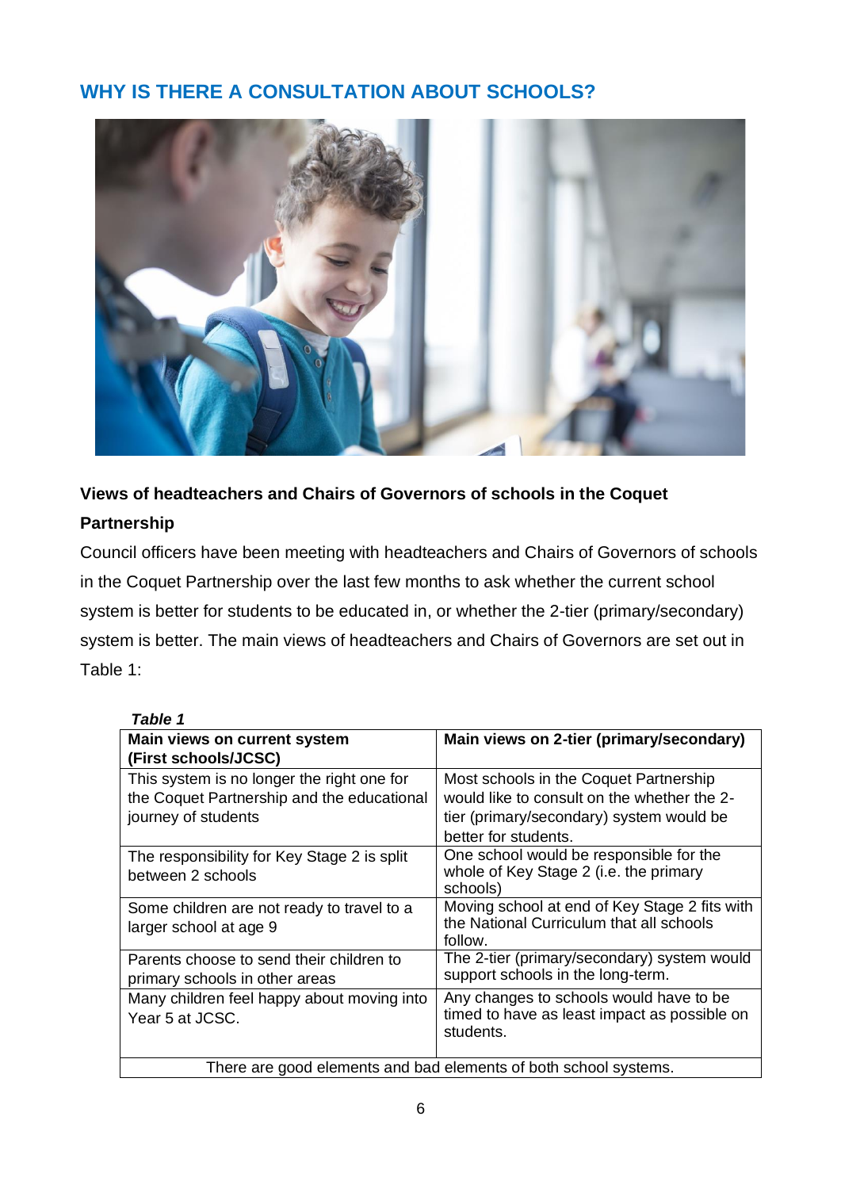## WHY IS THERE A CONSULTATION ABOUT SCHOOLS?

**Views of headteachers and Chairs of Governors of schools in the Coquet Partnership**

Council officers have been meeting with headteachers and Chairs of Governors of schools in the Coquet Partnership over the last few months to ask whether the current school system is better for students to be educated in, or whether the 2-tier (primary/secondary) system is better. The main views of headteachers and Chairs of Governors are set out in Table 1:

***Table 1***

| Main views on current system (First schools/JCSC) | Main views on 2-tier (primary/secondary) |
|---|---|
| This system is no longer the right one for the Coquet Partnership and the educational journey of students | Most schools in the Coquet Partnership would like to consult on the whether the 2-tier (primary/secondary) system would be better for students. |
| The responsibility for Key Stage 2 is split between 2 schools | One school would be responsible for the whole of Key Stage 2 (i.e. the primary schools) |
| Some children are not ready to travel to a larger school at age 9 | Moving school at end of Key Stage 2 fits with the National Curriculum that all schools follow. |
| Parents choose to send their children to primary schools in other areas | The 2-tier (primary/secondary) system would support schools in the long-term. |
| Many children feel happy about moving into Year 5 at JCSC. | Any changes to schools would have to be timed to have as least impact as possible on students. |
| There are good elements and bad elements of both school systems. | |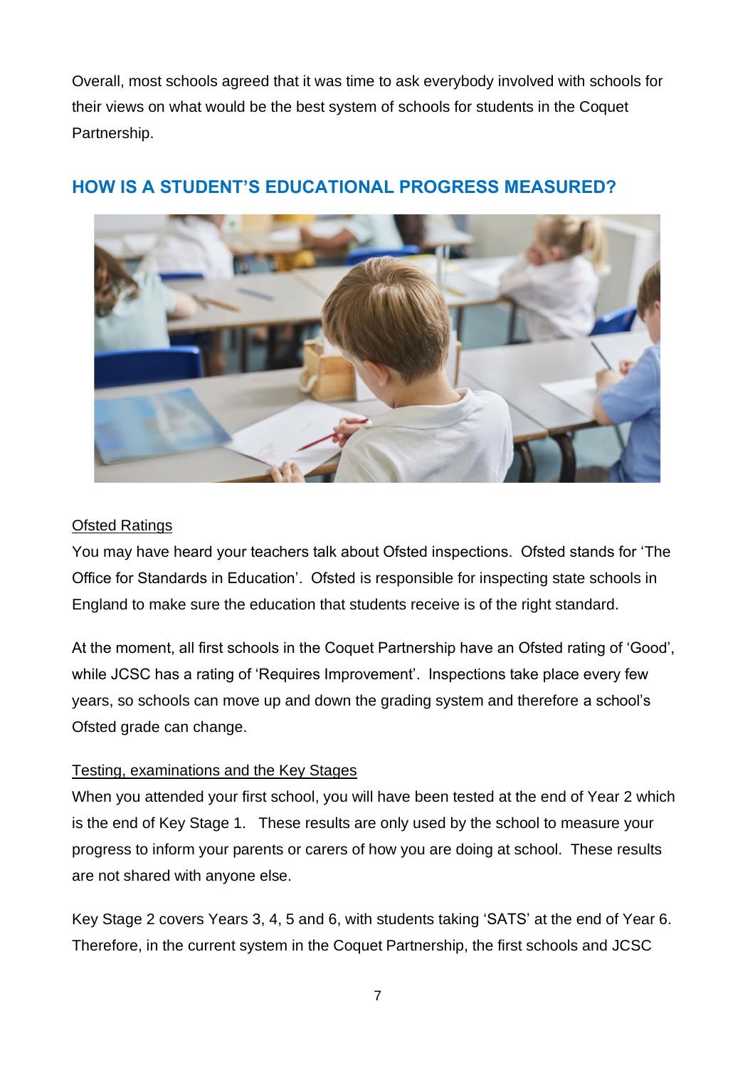Overall, most schools agreed that it was time to ask everybody involved with schools for their views on what would be the best system of schools for students in the Coquet Partnership.

## HOW IS A STUDENT'S EDUCATIONAL PROGRESS MEASURED?

Ofsted Ratings

You may have heard your teachers talk about Ofsted inspections. Ofsted stands for 'The Office for Standards in Education'. Ofsted is responsible for inspecting state schools in England to make sure the education that students receive is of the right standard.

At the moment, all first schools in the Coquet Partnership have an Ofsted rating of 'Good', while JCSC has a rating of 'Requires Improvement'. Inspections take place every few years, so schools can move up and down the grading system and therefore a school's Ofsted grade can change.

Testing, examinations and the Key Stages

When you attended your first school, you will have been tested at the end of Year 2 which is the end of Key Stage 1. These results are only used by the school to measure your progress to inform your parents or carers of how you are doing at school. These results are not shared with anyone else.

Key Stage 2 covers Years 3, 4, 5 and 6, with students taking 'SATS' at the end of Year 6. Therefore, in the current system in the Coquet Partnership, the first schools and JCSC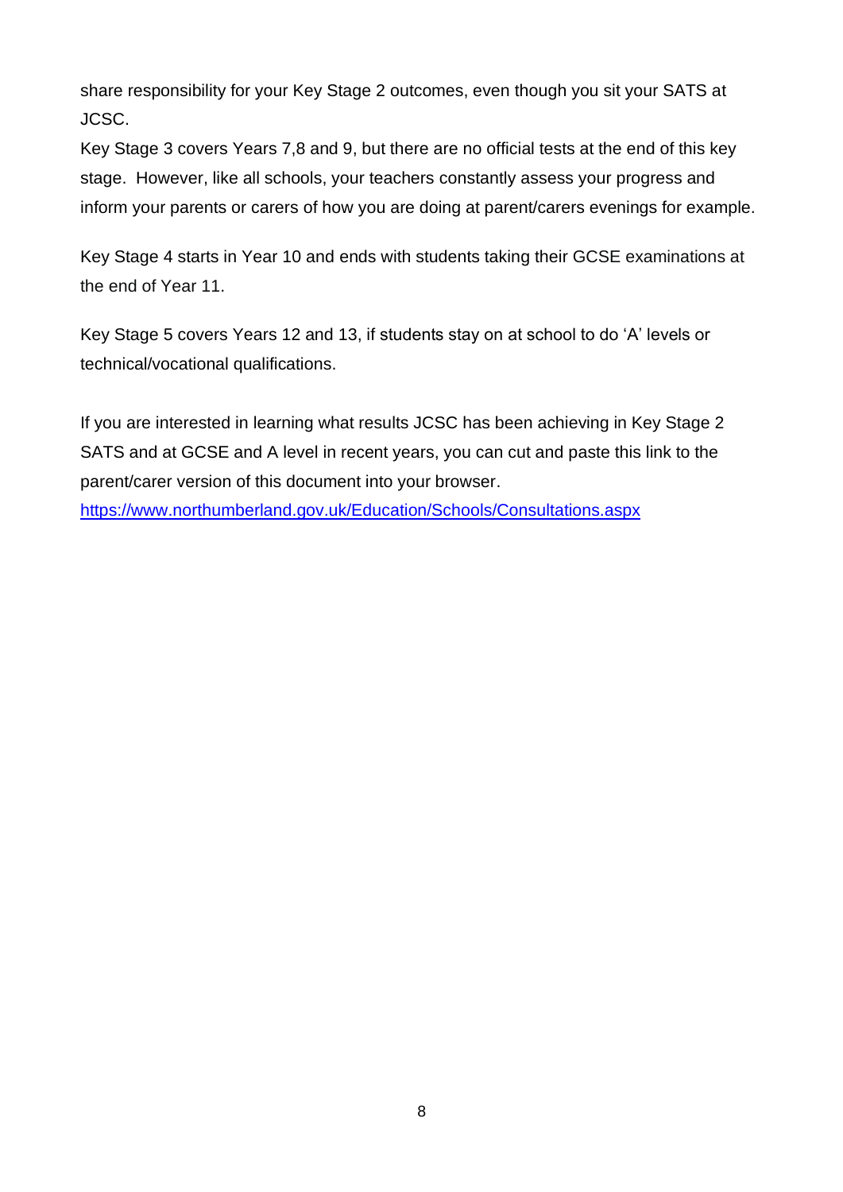share responsibility for your Key Stage 2 outcomes, even though you sit your SATS at JCSC.

Key Stage 3 covers Years 7,8 and 9, but there are no official tests at the end of this key stage. However, like all schools, your teachers constantly assess your progress and inform your parents or carers of how you are doing at parent/carers evenings for example.

Key Stage 4 starts in Year 10 and ends with students taking their GCSE examinations at the end of Year 11.

Key Stage 5 covers Years 12 and 13, if students stay on at school to do 'A' levels or technical/vocational qualifications.

If you are interested in learning what results JCSC has been achieving in Key Stage 2 SATS and at GCSE and A level in recent years, you can cut and paste this link to the parent/carer version of this document into your browser.

[https://www.northumberland.gov.uk/Education/Schools/Consultations.aspx](https://www.northumberland.gov.uk/Education/Schools/Consultations.aspx)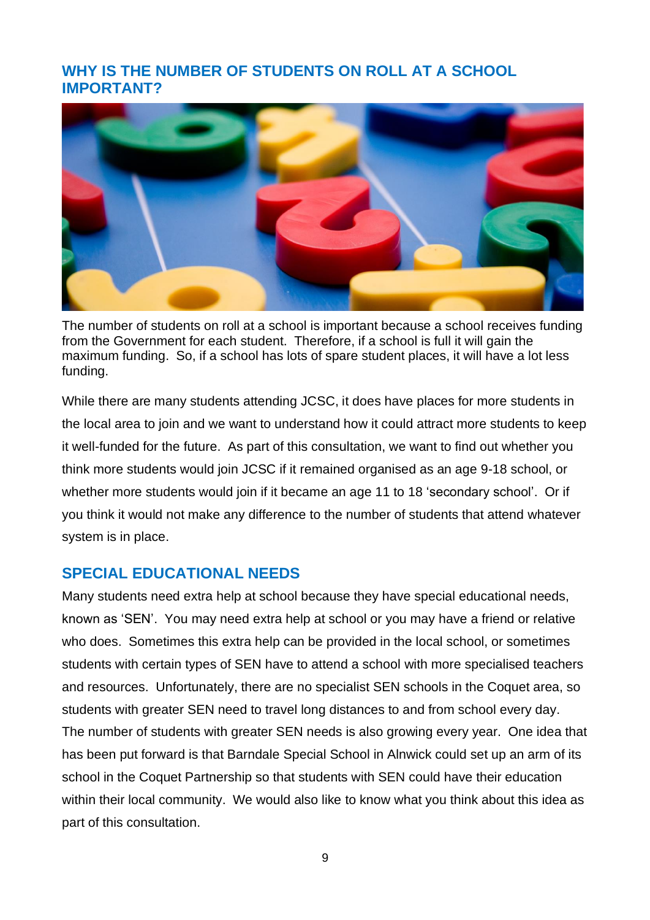## WHY IS THE NUMBER OF STUDENTS ON ROLL AT A SCHOOL IMPORTANT?

The number of students on roll at a school is important because a school receives funding from the Government for each student. Therefore, if a school is full it will gain the maximum funding. So, if a school has lots of spare student places, it will have a lot less funding.

While there are many students attending JCSC, it does have places for more students in the local area to join and we want to understand how it could attract more students to keep it well-funded for the future. As part of this consultation, we want to find out whether you think more students would join JCSC if it remained organised as an age 9-18 school, or whether more students would join if it became an age 11 to 18 'secondary school'. Or if you think it would not make any difference to the number of students that attend whatever system is in place.

## SPECIAL EDUCATIONAL NEEDS

Many students need extra help at school because they have special educational needs, known as 'SEN'. You may need extra help at school or you may have a friend or relative who does. Sometimes this extra help can be provided in the local school, or sometimes students with certain types of SEN have to attend a school with more specialised teachers and resources. Unfortunately, there are no specialist SEN schools in the Coquet area, so students with greater SEN need to travel long distances to and from school every day. The number of students with greater SEN needs is also growing every year. One idea that has been put forward is that Barndale Special School in Alnwick could set up an arm of its school in the Coquet Partnership so that students with SEN could have their education within their local community. We would also like to know what you think about this idea as part of this consultation.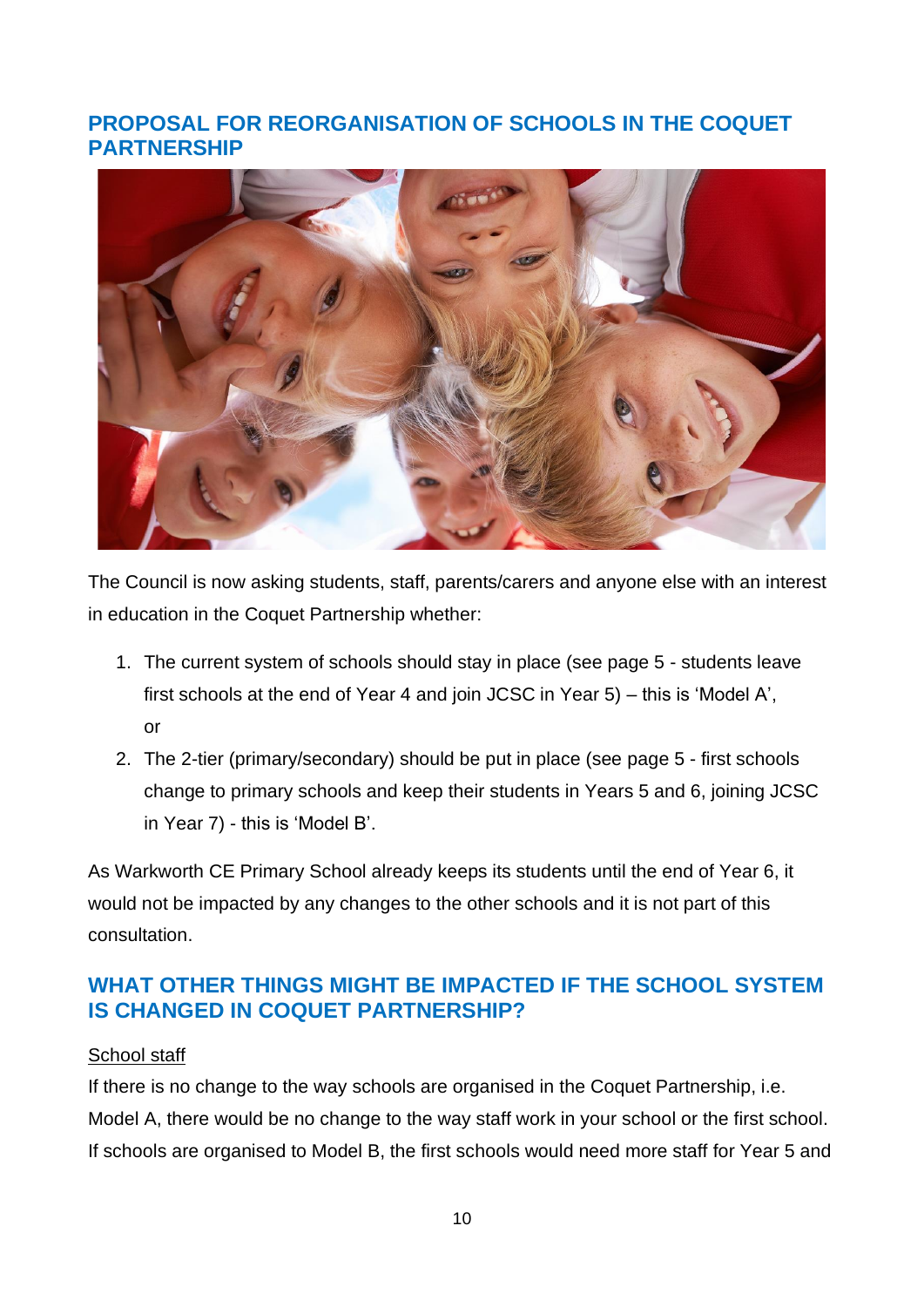## PROPOSAL FOR REORGANISATION OF SCHOOLS IN THE COQUET PARTNERSHIP

The Council is now asking students, staff, parents/carers and anyone else with an interest in education in the Coquet Partnership whether:

1. The current system of schools should stay in place (see page 5 - students leave first schools at the end of Year 4 and join JCSC in Year 5) – this is 'Model A', or
2. The 2-tier (primary/secondary) should be put in place (see page 5 - first schools change to primary schools and keep their students in Years 5 and 6, joining JCSC in Year 7) - this is 'Model B'.

As Warkworth CE Primary School already keeps its students until the end of Year 6, it would not be impacted by any changes to the other schools and it is not part of this consultation.

## WHAT OTHER THINGS MIGHT BE IMPACTED IF THE SCHOOL SYSTEM IS CHANGED IN COQUET PARTNERSHIP?

School staff

If there is no change to the way schools are organised in the Coquet Partnership, i.e. Model A, there would be no change to the way staff work in your school or the first school. If schools are organised to Model B, the first schools would need more staff for Year 5 and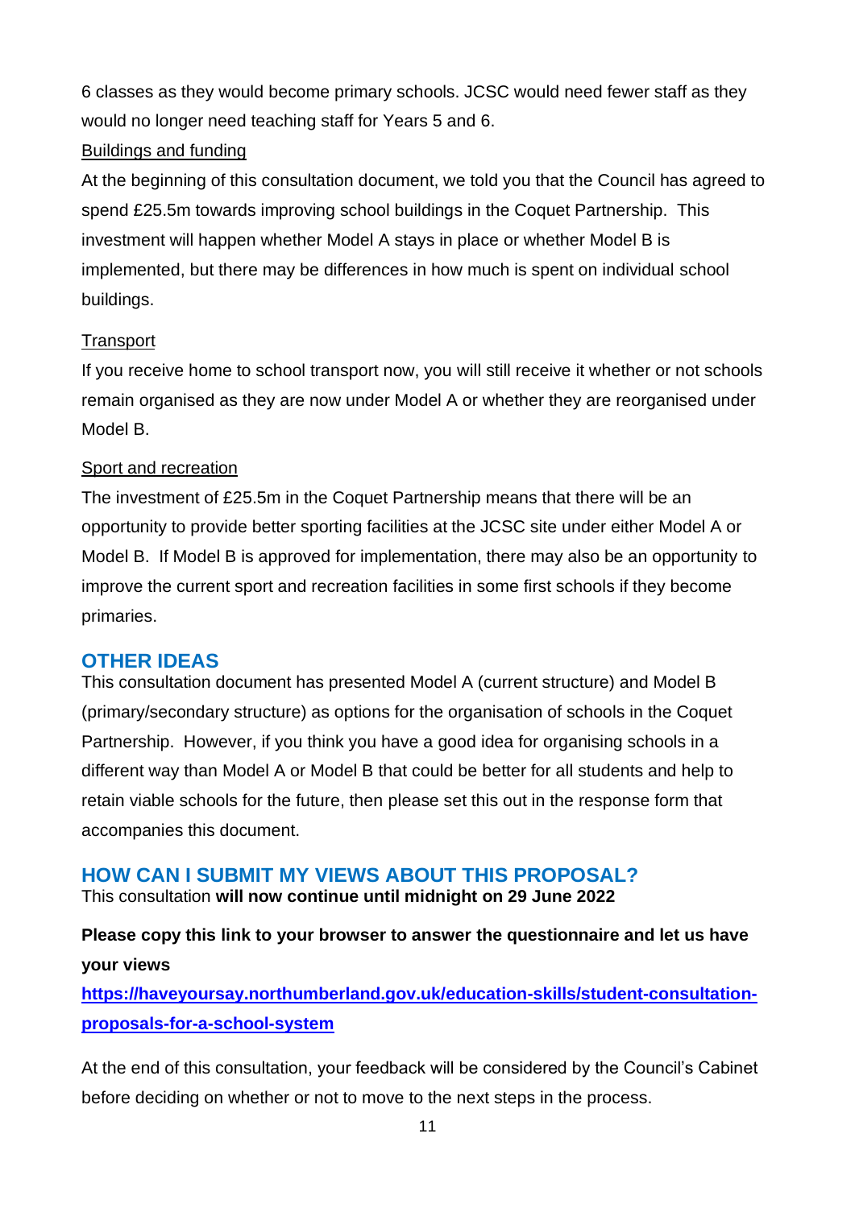6 classes as they would become primary schools. JCSC would need fewer staff as they would no longer need teaching staff for Years 5 and 6.

Buildings and funding

At the beginning of this consultation document, we told you that the Council has agreed to spend £25.5m towards improving school buildings in the Coquet Partnership. This investment will happen whether Model A stays in place or whether Model B is implemented, but there may be differences in how much is spent on individual school buildings.

Transport

If you receive home to school transport now, you will still receive it whether or not schools remain organised as they are now under Model A or whether they are reorganised under Model B.

Sport and recreation

The investment of £25.5m in the Coquet Partnership means that there will be an opportunity to provide better sporting facilities at the JCSC site under either Model A or Model B. If Model B is approved for implementation, there may also be an opportunity to improve the current sport and recreation facilities in some first schools if they become primaries.

## OTHER IDEAS

This consultation document has presented Model A (current structure) and Model B (primary/secondary structure) as options for the organisation of schools in the Coquet Partnership. However, if you think you have a good idea for organising schools in a different way than Model A or Model B that could be better for all students and help to retain viable schools for the future, then please set this out in the response form that accompanies this document.

## HOW CAN I SUBMIT MY VIEWS ABOUT THIS PROPOSAL?

This consultation **will now continue until midnight on 29 June 2022**

**Please copy this link to your browser to answer the questionnaire and let us have your views**

**https://haveyoursay.northumberland.gov.uk/education-skills/student-consultation-proposals-for-a-school-system**

At the end of this consultation, your feedback will be considered by the Council's Cabinet before deciding on whether or not to move to the next steps in the process.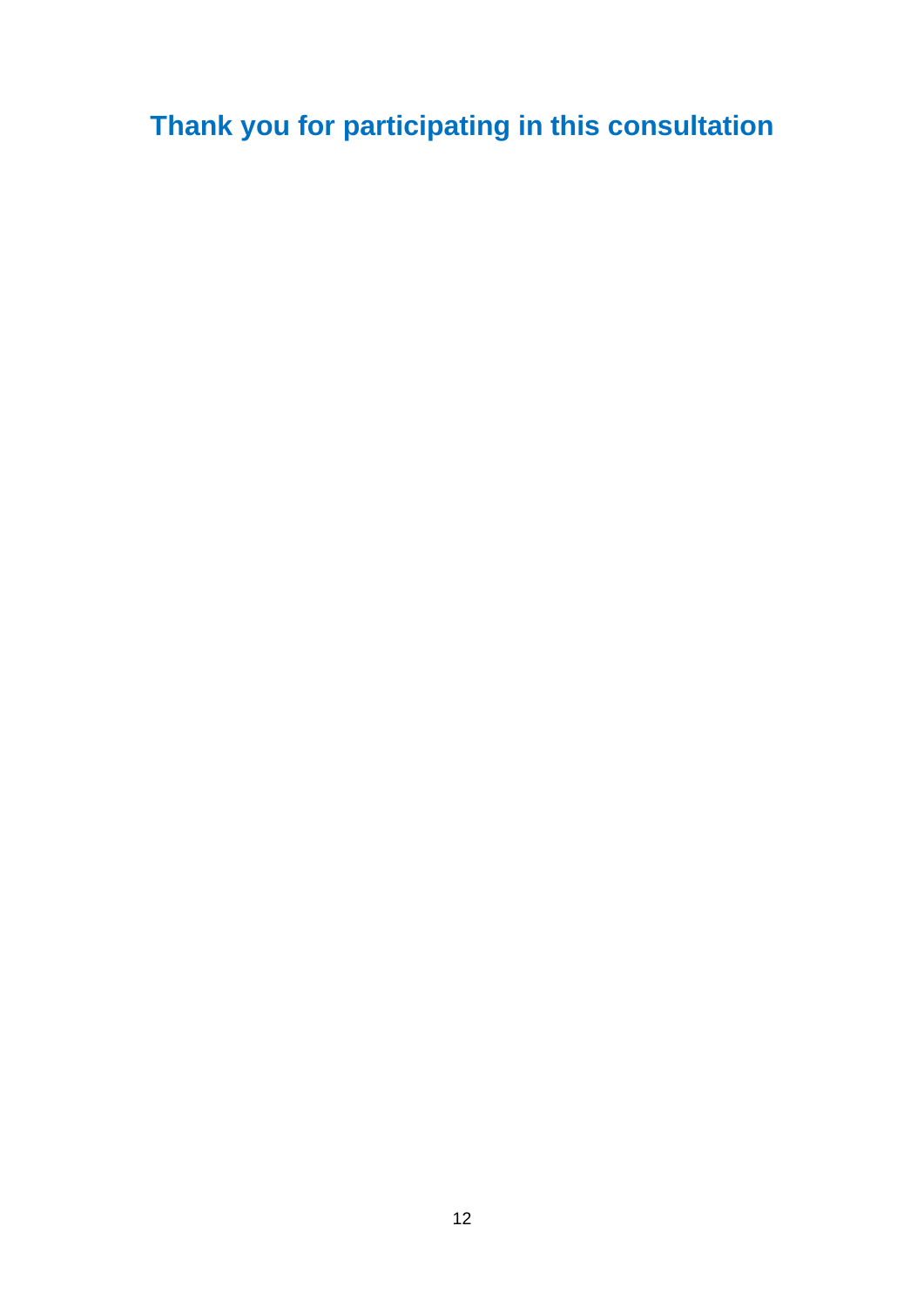# Thank you for participating in this consultation